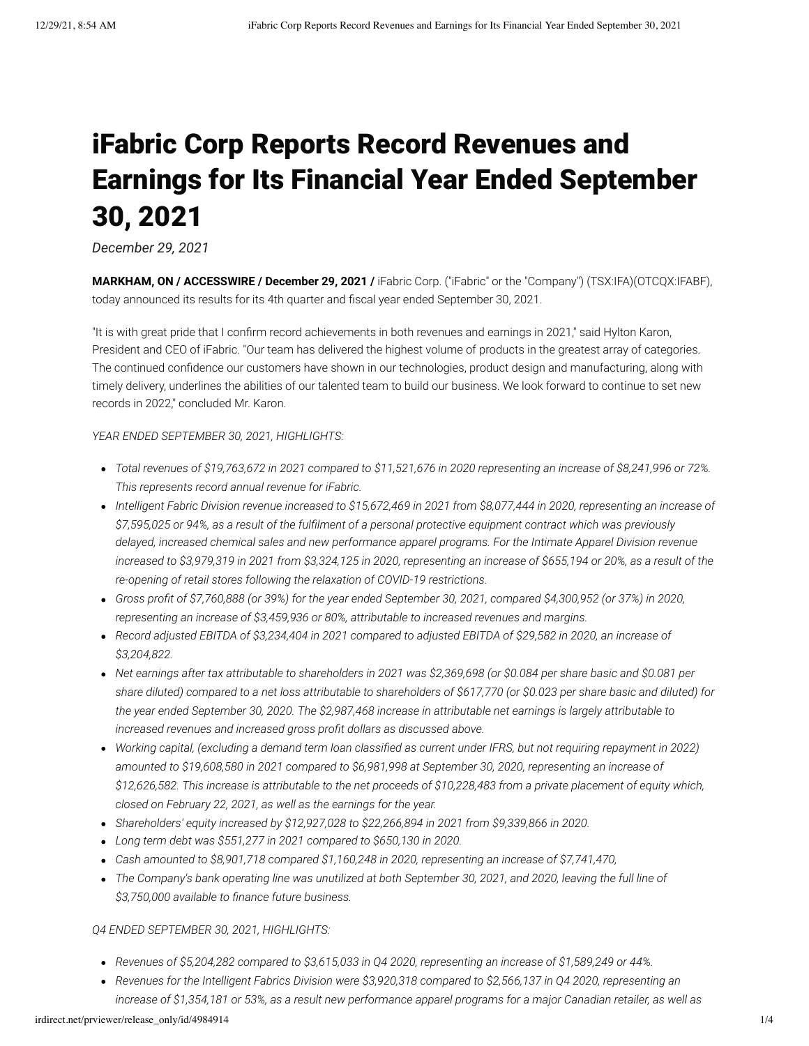# iFabric Corp Reports Record Revenues and Earnings for Its Financial Year Ended September 30, 2021

*December 29, 2021*

**MARKHAM, ON / ACCESSWIRE / December 29, 2021 /** iFabric Corp. ("iFabric" or the "Company") (TSX:IFA)(OTCQX:IFABF), today announced its results for its 4th quarter and fiscal year ended September 30, 2021.

"It is with great pride that I confirm record achievements in both revenues and earnings in 2021," said Hylton Karon, President and CEO of iFabric. "Our team has delivered the highest volume of products in the greatest array of categories. The continued confidence our customers have shown in our technologies, product design and manufacturing, along with timely delivery, underlines the abilities of our talented team to build our business. We look forward to continue to set new records in 2022," concluded Mr. Karon.

*YEAR ENDED SEPTEMBER 30, 2021, HIGHLIGHTS:*

- *Total revenues of $19,763,672 in 2021 compared to $11,521,676 in 2020 representing an increase of $8,241,996 or 72%. This represents record annual revenue for iFabric.*
- *Intelligent Fabric Division revenue increased to $15,672,469 in 2021 from $8,077,444 in 2020, representing an increase of $7,595,025 or 94%, as a result of the fulfilment of a personal protective equipment contract which was previously delayed, increased chemical sales and new performance apparel programs. For the Intimate Apparel Division revenue increased to $3,979,319 in 2021 from $3,324,125 in 2020, representing an increase of $655,194 or 20%, as a result of the re-opening of retail stores following the relaxation of COVID-19 restrictions.*
- *Gross profit of $7,760,888 (or 39%) for the year ended September 30, 2021, compared $4,300,952 (or 37%) in 2020, representing an increase of $3,459,936 or 80%, attributable to increased revenues and margins.*
- *Record adjusted EBITDA of $3,234,404 in 2021 compared to adjusted EBITDA of $29,582 in 2020, an increase of $3,204,822.*
- *Net earnings after tax attributable to shareholders in 2021 was $2,369,698 (or $0.084 per share basic and $0.081 per share diluted) compared to a net loss attributable to shareholders of $617,770 (or $0.023 per share basic and diluted) for the year ended September 30, 2020. The $2,987,468 increase in attributable net earnings is largely attributable to increased revenues and increased gross profit dollars as discussed above.*
- *Working capital, (excluding a demand term loan classified as current under IFRS, but not requiring repayment in 2022) amounted to $19,608,580 in 2021 compared to $6,981,998 at September 30, 2020, representing an increase of $12,626,582. This increase is attributable to the net proceeds of $10,228,483 from a private placement of equity which, closed on February 22, 2021, as well as the earnings for the year.*
- *Shareholders' equity increased by $12,927,028 to $22,266,894 in 2021 from $9,339,866 in 2020.*
- *Long term debt was $551,277 in 2021 compared to $650,130 in 2020.*
- *Cash amounted to $8,901,718 compared $1,160,248 in 2020, representing an increase of $7,741,470,*
- *The Company's bank operating line was unutilized at both September 30, 2021, and 2020, leaving the full line of $3,750,000 available to finance future business.*

*Q4 ENDED SEPTEMBER 30, 2021, HIGHLIGHTS:*

- *Revenues of $5,204,282 compared to $3,615,033 in Q4 2020, representing an increase of $1,589,249 or 44%.*
- *Revenues for the Intelligent Fabrics Division were $3,920,318 compared to $2,566,137 in Q4 2020, representing an increase of $1,354,181 or 53%, as a result new performance apparel programs for a major Canadian retailer, as well as*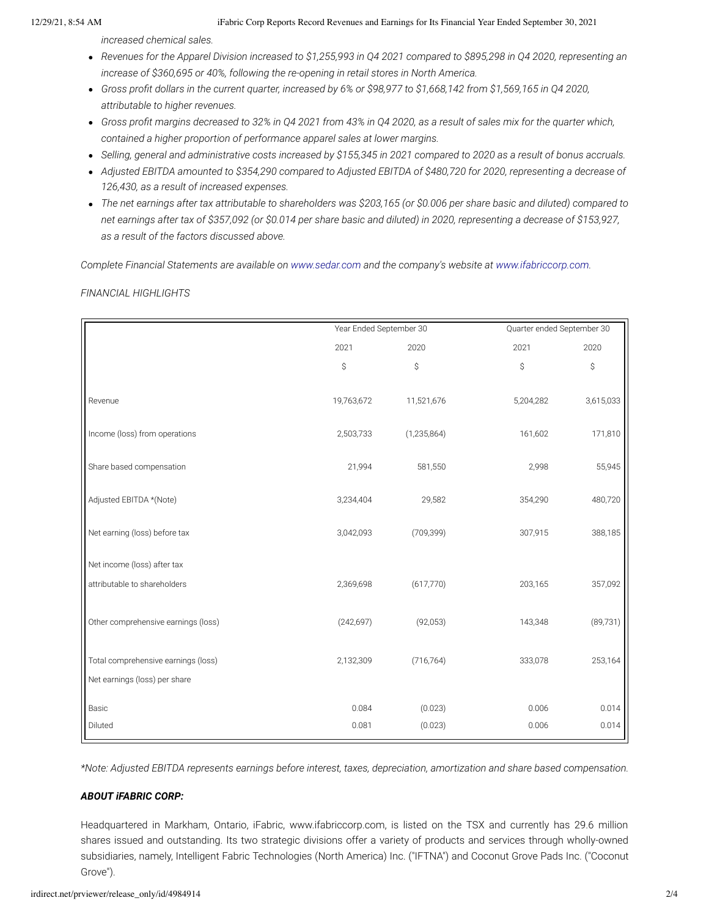*increased chemical sales.*

- *Revenues for the Apparel Division increased to $1,255,993 in Q4 2021 compared to $895,298 in Q4 2020, representing an increase of $360,695 or 40%, following the re-opening in retail stores in North America.*
- *Gross profit dollars in the current quarter, increased by 6% or $98,977 to $1,668,142 from $1,569,165 in Q4 2020, attributable to higher revenues.*
- *Gross profit margins decreased to 32% in Q4 2021 from 43% in Q4 2020, as a result of sales mix for the quarter which, contained a higher proportion of performance apparel sales at lower margins.*
- *Selling, general and administrative costs increased by $155,345 in 2021 compared to 2020 as a result of bonus accruals.*
- *Adjusted EBITDA amounted to $354,290 compared to Adjusted EBITDA of $480,720 for 2020, representing a decrease of 126,430, as a result of increased expenses.*
- *The net earnings after tax attributable to shareholders was $203,165 (or $0.006 per share basic and diluted) compared to net earnings after tax of $357,092 (or $0.014 per share basic and diluted) in 2020, representing a decrease of $153,927, as a result of the factors discussed above.*

*Complete Financial Statements are available on www.sedar.com and the company's website at www.ifabriccorp.com.*

*FINANCIAL HIGHLIGHTS*

| | Year Ended September 30 | | Quarter ended September 30 | |
|---|---|---|---|---|
| | 2021 | 2020 | 2021 | 2020 |
| | $ | $ | $ | $ |
| Revenue | 19,763,672 | 11,521,676 | 5,204,282 | 3,615,033 |
| Income (loss) from operations | 2,503,733 | (1,235,864) | 161,602 | 171,810 |
| Share based compensation | 21,994 | 581,550 | 2,998 | 55,945 |
| Adjusted EBITDA *(Note) | 3,234,404 | 29,582 | 354,290 | 480,720 |
| Net earning (loss) before tax | 3,042,093 | (709,399) | 307,915 | 388,185 |
| Net income (loss) after tax attributable to shareholders | 2,369,698 | (617,770) | 203,165 | 357,092 |
| Other comprehensive earnings (loss) | (242,697) | (92,053) | 143,348 | (89,731) |
| Total comprehensive earnings (loss) | 2,132,309 | (716,764) | 333,078 | 253,164 |
| Net earnings (loss) per share | | | | |
| Basic | 0.084 | (0.023) | 0.006 | 0.014 |
| Diluted | 0.081 | (0.023) | 0.006 | 0.014 |

*\*Note: Adjusted EBITDA represents earnings before interest, taxes, depreciation, amortization and share based compensation.*

***ABOUT iFABRIC CORP:***

Headquartered in Markham, Ontario, iFabric, www.ifabriccorp.com, is listed on the TSX and currently has 29.6 million shares issued and outstanding. Its two strategic divisions offer a variety of products and services through wholly-owned subsidiaries, namely, Intelligent Fabric Technologies (North America) Inc. ("IFTNA") and Coconut Grove Pads Inc. ("Coconut Grove").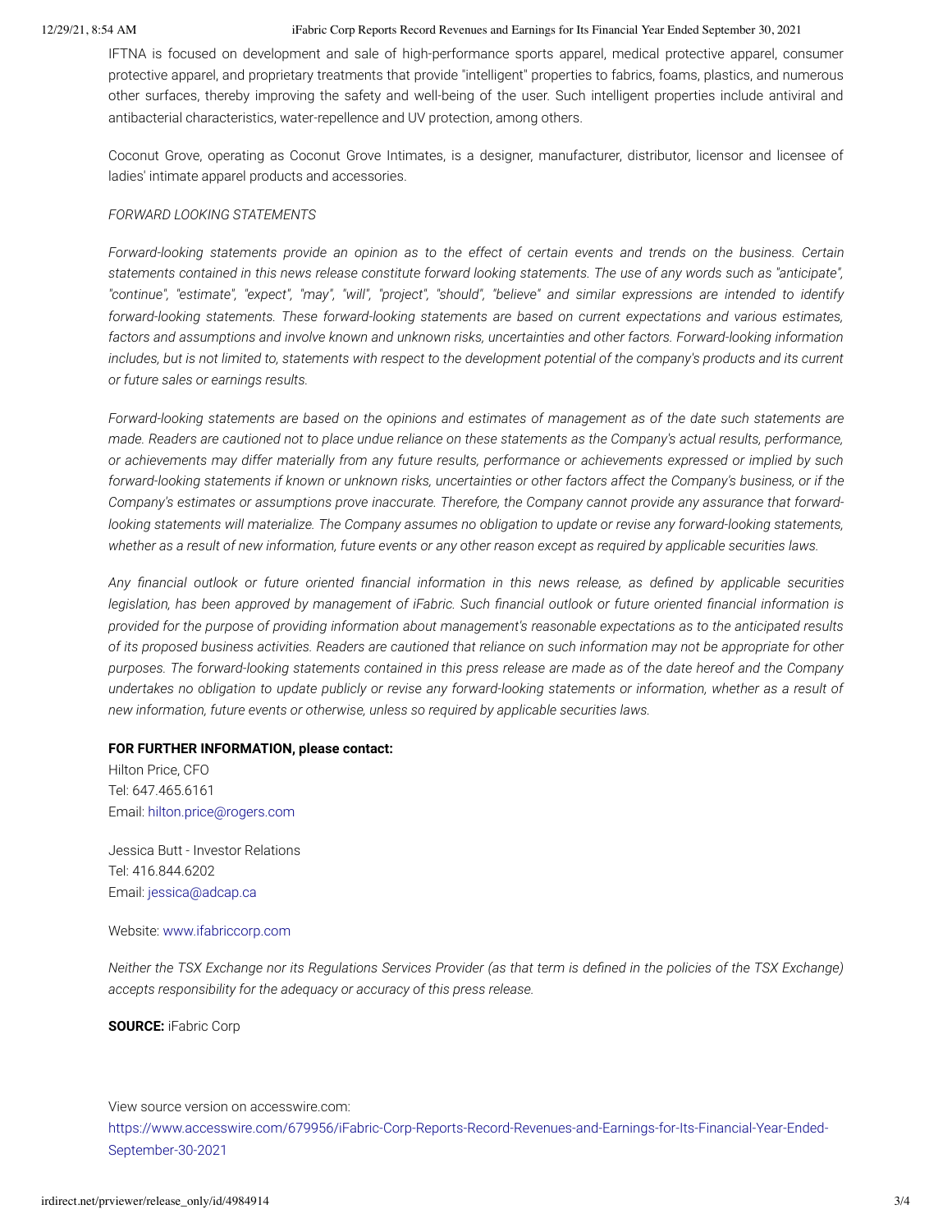IFTNA is focused on development and sale of high-performance sports apparel, medical protective apparel, consumer protective apparel, and proprietary treatments that provide "intelligent" properties to fabrics, foams, plastics, and numerous other surfaces, thereby improving the safety and well-being of the user. Such intelligent properties include antiviral and antibacterial characteristics, water-repellence and UV protection, among others.

Coconut Grove, operating as Coconut Grove Intimates, is a designer, manufacturer, distributor, licensor and licensee of ladies' intimate apparel products and accessories.

*FORWARD LOOKING STATEMENTS*

*Forward-looking statements provide an opinion as to the effect of certain events and trends on the business. Certain statements contained in this news release constitute forward looking statements. The use of any words such as "anticipate", "continue", "estimate", "expect", "may", "will", "project", "should", "believe" and similar expressions are intended to identify forward-looking statements. These forward-looking statements are based on current expectations and various estimates, factors and assumptions and involve known and unknown risks, uncertainties and other factors. Forward-looking information includes, but is not limited to, statements with respect to the development potential of the company's products and its current or future sales or earnings results.*

*Forward-looking statements are based on the opinions and estimates of management as of the date such statements are made. Readers are cautioned not to place undue reliance on these statements as the Company's actual results, performance, or achievements may differ materially from any future results, performance or achievements expressed or implied by such forward-looking statements if known or unknown risks, uncertainties or other factors affect the Company's business, or if the Company's estimates or assumptions prove inaccurate. Therefore, the Company cannot provide any assurance that forward-looking statements will materialize. The Company assumes no obligation to update or revise any forward-looking statements, whether as a result of new information, future events or any other reason except as required by applicable securities laws.*

*Any financial outlook or future oriented financial information in this news release, as defined by applicable securities legislation, has been approved by management of iFabric. Such financial outlook or future oriented financial information is provided for the purpose of providing information about management's reasonable expectations as to the anticipated results of its proposed business activities. Readers are cautioned that reliance on such information may not be appropriate for other purposes. The forward-looking statements contained in this press release are made as of the date hereof and the Company undertakes no obligation to update publicly or revise any forward-looking statements or information, whether as a result of new information, future events or otherwise, unless so required by applicable securities laws.*

**FOR FURTHER INFORMATION, please contact:**

Hilton Price, CFO
Tel: 647.465.6161
Email: hilton.price@rogers.com

Jessica Butt - Investor Relations
Tel: 416.844.6202
Email: jessica@adcap.ca

Website: www.ifabriccorp.com

*Neither the TSX Exchange nor its Regulations Services Provider (as that term is defined in the policies of the TSX Exchange) accepts responsibility for the adequacy or accuracy of this press release.*

**SOURCE:** iFabric Corp

View source version on accesswire.com:
https://www.accesswire.com/679956/iFabric-Corp-Reports-Record-Revenues-and-Earnings-for-Its-Financial-Year-Ended-September-30-2021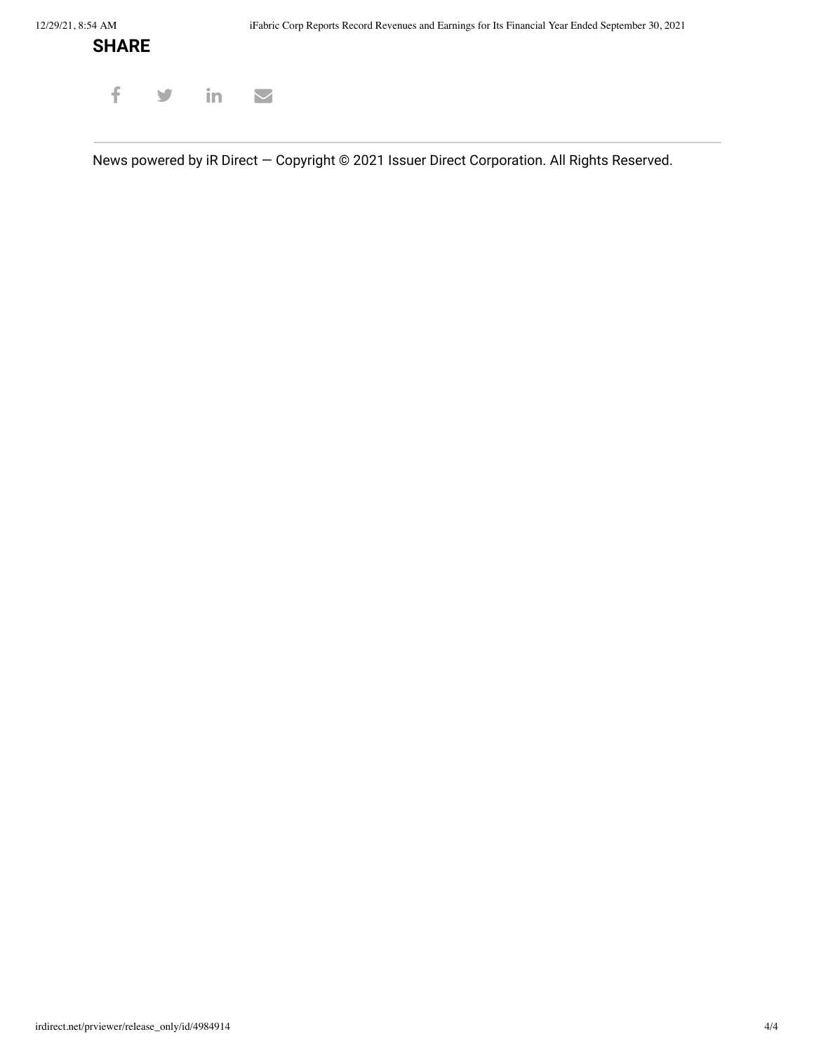## SHARE

News powered by iR Direct — Copyright © 2021 Issuer Direct Corporation. All Rights Reserved.